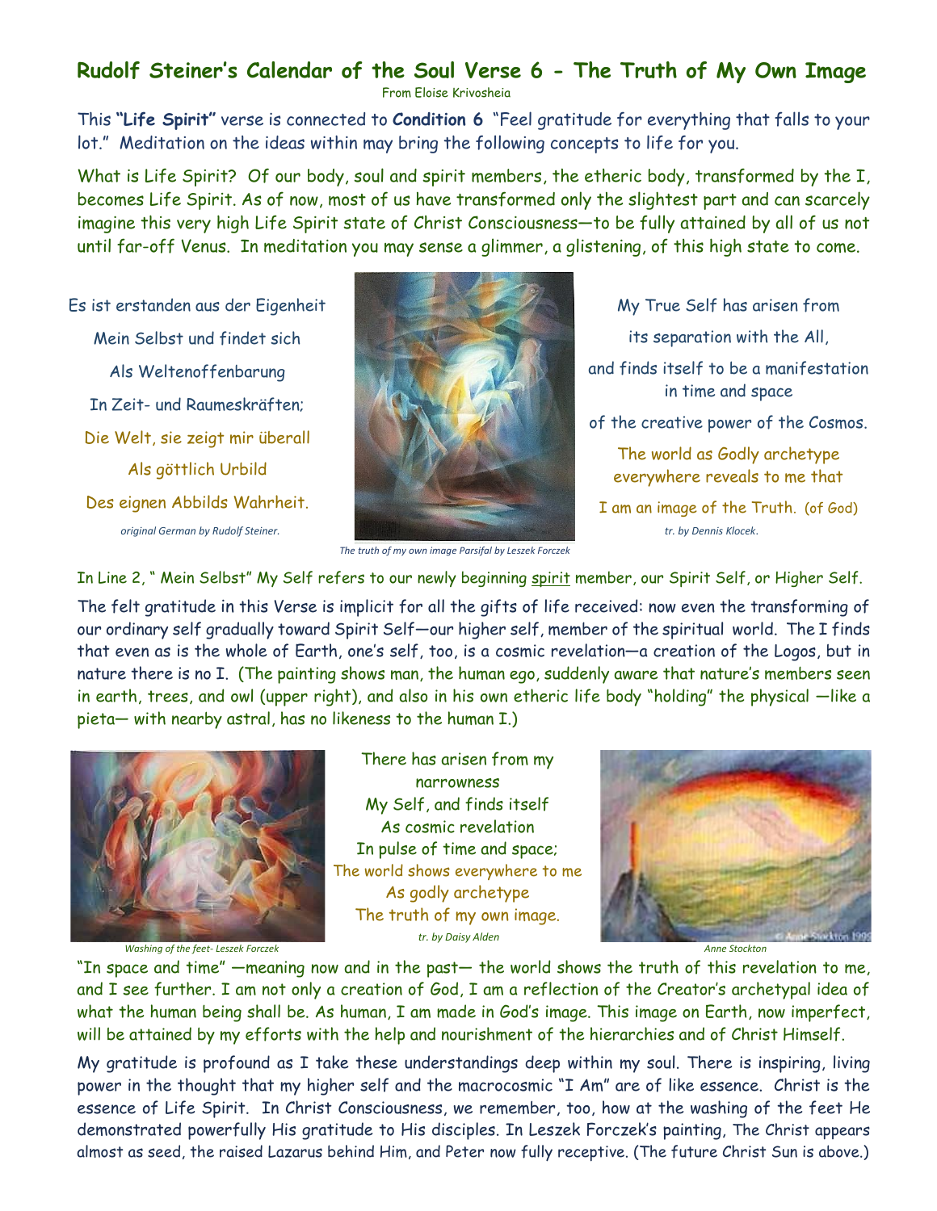# Rudolf Steiner's Calendar of the Soul Verse 6 - The Truth of My Own Image

From Eloise Krivosheia

This **"Life Spirit"** verse is connected to **Condition 6** "Feel gratitude for everything that falls to your lot." Meditation on the ideas within may bring the following concepts to life for you.

What is Life Spirit? Of our body, soul and spirit members, the etheric body, transformed by the I, becomes Life Spirit. As of now, most of us have transformed only the slightest part and can scarcely imagine this very high Life Spirit state of Christ Consciousness—to be fully attained by all of us not until far-off Venus. In meditation you may sense a glimmer, a glistening, of this high state to come.

Es ist erstanden aus der Eigenheit
Mein Selbst und findet sich
Als Weltenoffenbarung
In Zeit- und Raumeskräften;
Die Welt, sie zeigt mir überall
Als göttlich Urbild
Des eignen Abbilds Wahrheit.

*original German by Rudolf Steiner.*

*The truth of my own image Parsifal by Leszek Forczek*

My True Self has arisen from
its separation with the All,
and finds itself to be a manifestation
in time and space
of the creative power of the Cosmos.
The world as Godly archetype
everywhere reveals to me that
I am an image of the Truth. (of God)

*tr. by Dennis Klocek.*

In Line 2, " Mein Selbst" My Self refers to our newly beginning <u>spirit</u> member, our Spirit Self, or Higher Self.

The felt gratitude in this Verse is implicit for all the gifts of life received: now even the transforming of our ordinary self gradually toward Spirit Self—our higher self, member of the spiritual world. The I finds that even as is the whole of Earth, one's self, too, is a cosmic revelation—a creation of the Logos, but in nature there is no I. (The painting shows man, the human ego, suddenly aware that nature's members seen in earth, trees, and owl (upper right), and also in his own etheric life body "holding" the physical —like a pieta— with nearby astral, has no likeness to the human I.)

*Washing of the feet- Leszek Forczek*

There has arisen from my
narrowness
My Self, and finds itself
As cosmic revelation
In pulse of time and space;
The world shows everywhere to me
As godly archetype
The truth of my own image.

*tr. by Daisy Alden*

*Anne Stockton*

"In space and time" —meaning now and in the past— the world shows the truth of this revelation to me, and I see further. I am not only a creation of God, I am a reflection of the Creator's archetypal idea of what the human being shall be. As human, I am made in God's image. This image on Earth, now imperfect, will be attained by my efforts with the help and nourishment of the hierarchies and of Christ Himself.

My gratitude is profound as I take these understandings deep within my soul. There is inspiring, living power in the thought that my higher self and the macrocosmic "I Am" are of like essence. Christ is the essence of Life Spirit. In Christ Consciousness, we remember, too, how at the washing of the feet He demonstrated powerfully His gratitude to His disciples. In Leszek Forczek's painting, The Christ appears almost as seed, the raised Lazarus behind Him, and Peter now fully receptive. (The future Christ Sun is above.)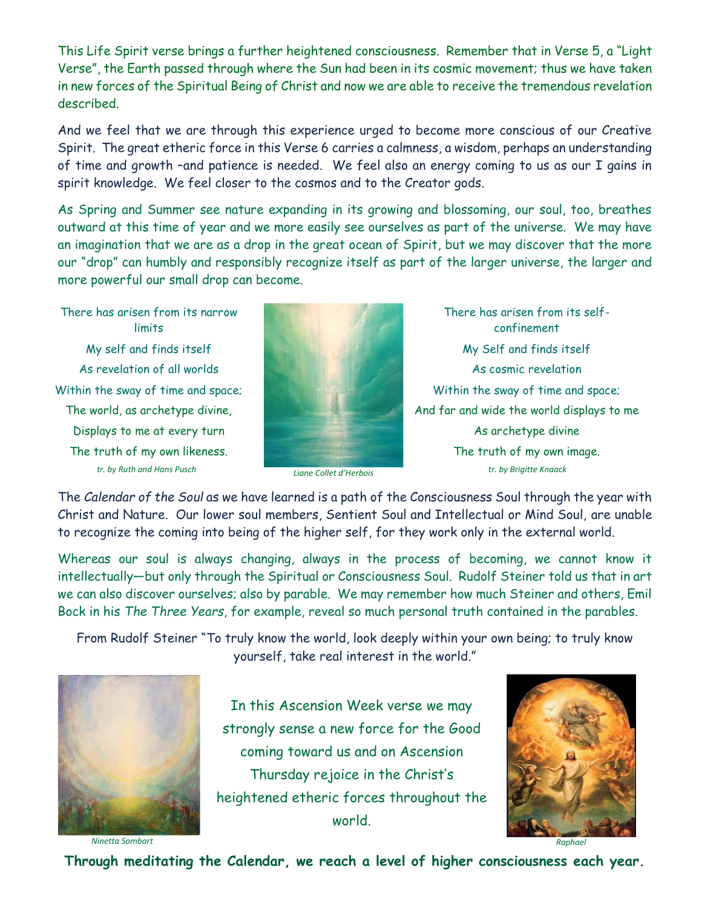This Life Spirit verse brings a further heightened consciousness. Remember that in Verse 5, a "Light Verse", the Earth passed through where the Sun had been in its cosmic movement; thus we have taken in new forces of the Spiritual Being of Christ and now we are able to receive the tremendous revelation described.

And we feel that we are through this experience urged to become more conscious of our Creative Spirit. The great etheric force in this Verse 6 carries a calmness, a wisdom, perhaps an understanding of time and growth –and patience is needed. We feel also an energy coming to us as our I gains in spirit knowledge. We feel closer to the cosmos and to the Creator gods.

As Spring and Summer see nature expanding in its growing and blossoming, our soul, too, breathes outward at this time of year and we more easily see ourselves as part of the universe. We may have an imagination that we are as a drop in the great ocean of Spirit, but we may discover that the more our "drop" can humbly and responsibly recognize itself as part of the larger universe, the larger and more powerful our small drop can become.

There has arisen from its narrow limits
My self and finds itself
As revelation of all worlds
Within the sway of time and space;
The world, as archetype divine,
Displays to me at every turn
The truth of my own likeness.
*tr. by Ruth and Hans Pusch*

*Liane Collet d'Herbois*

There has arisen from its self-confinement
My Self and finds itself
As cosmic revelation
Within the sway of time and space;
And far and wide the world displays to me
As archetype divine
The truth of my own image.
*tr. by Brigitte Knaack*

The *Calendar of the Soul* as we have learned is a path of the Consciousness Soul through the year with Christ and Nature. Our lower soul members, Sentient Soul and Intellectual or Mind Soul, are unable to recognize the coming into being of the higher self, for they work only in the external world.

Whereas our soul is always changing, always in the process of becoming, we cannot know it intellectually—but only through the Spiritual or Consciousness Soul. Rudolf Steiner told us that in art we can also discover ourselves; also by parable. We may remember how much Steiner and others, Emil Bock in his *The Three Years*, for example, reveal so much personal truth contained in the parables.

From Rudolf Steiner "To truly know the world, look deeply within your own being; to truly know yourself, take real interest in the world."

*Ninetta Sombart*

In this Ascension Week verse we may strongly sense a new force for the Good coming toward us and on Ascension Thursday rejoice in the Christ's heightened etheric forces throughout the world.

*Raphael*

**Through meditating the Calendar, we reach a level of higher consciousness each year.**